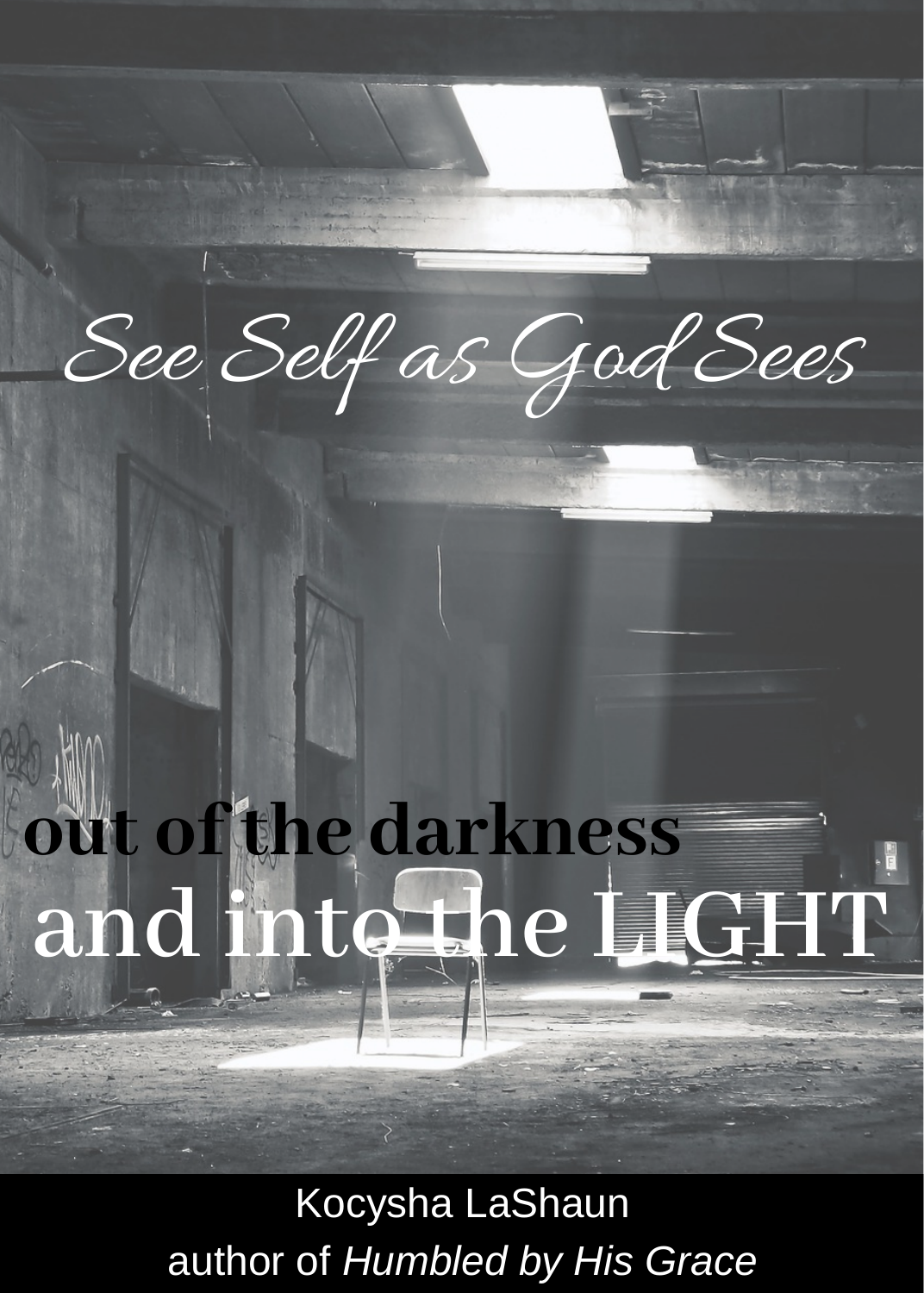# See Self as God Sees

## out of the darkness and into the LIGHT

Kocysha LaShaun
author of *Humbled by His Grace*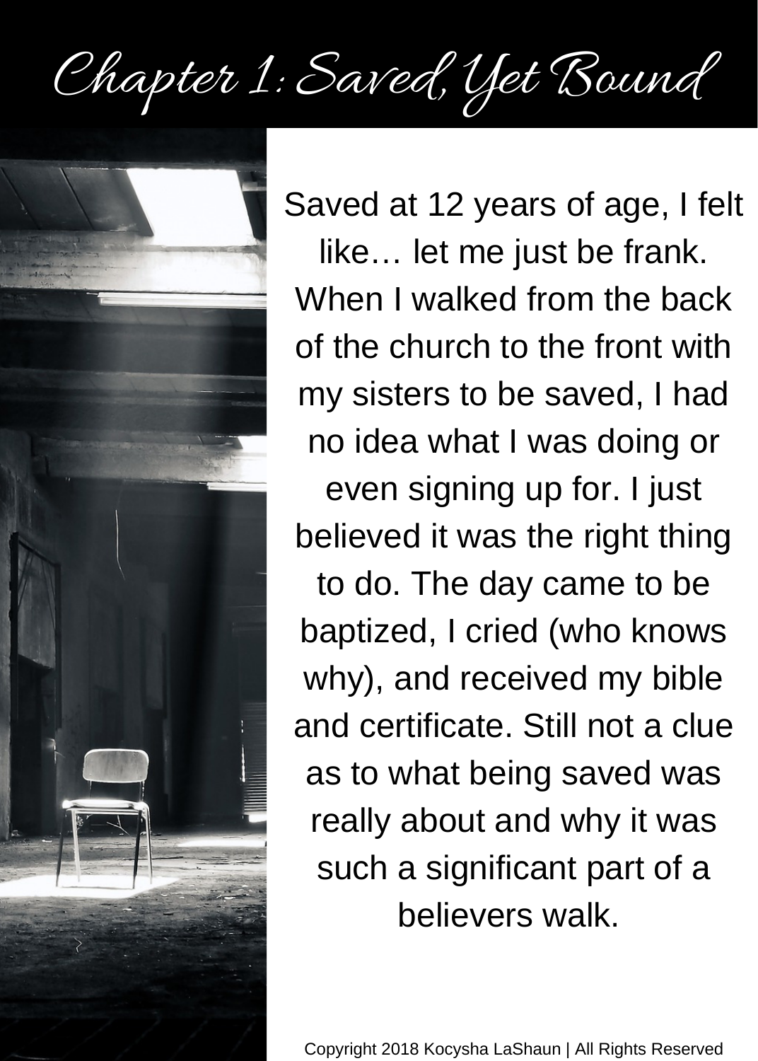# Chapter 1: Saved, Yet Bound

Saved at 12 years of age, I felt like… let me just be frank. When I walked from the back of the church to the front with my sisters to be saved, I had no idea what I was doing or even signing up for. I just believed it was the right thing to do. The day came to be baptized, I cried (who knows why), and received my bible and certificate. Still not a clue as to what being saved was really about and why it was such a significant part of a believers walk.

Copyright 2018 Kocysha LaShaun | All Rights Reserved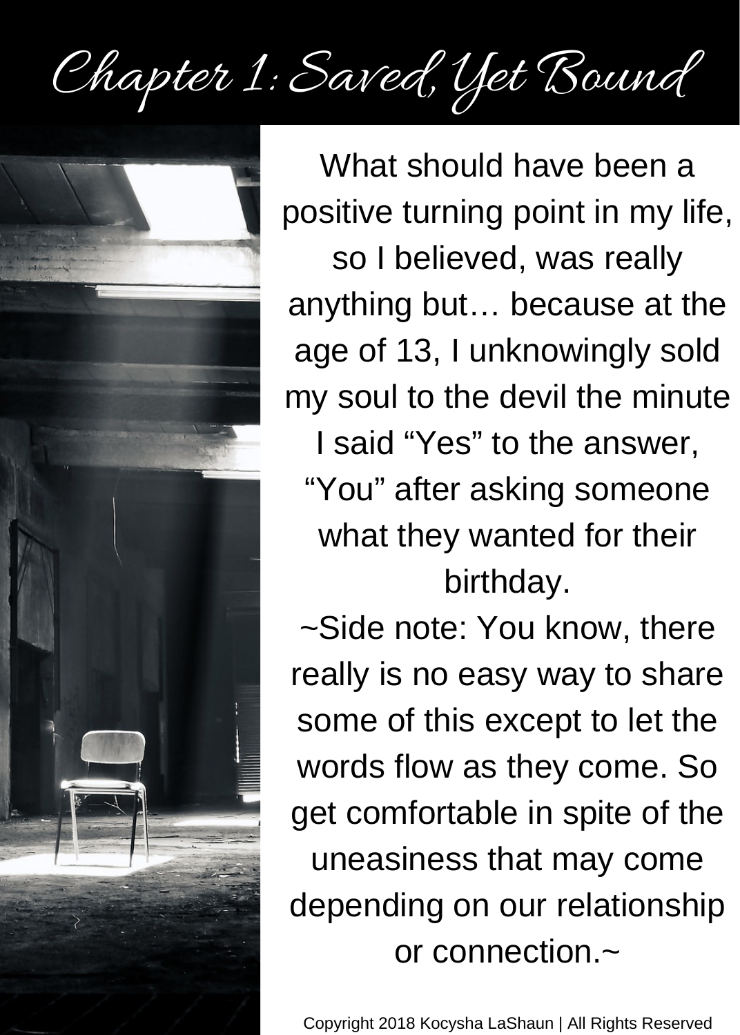# Chapter 1: Saved, Yet Bound

What should have been a positive turning point in my life, so I believed, was really anything but… because at the age of 13, I unknowingly sold my soul to the devil the minute I said "Yes" to the answer, "You" after asking someone what they wanted for their birthday.

~Side note: You know, there really is no easy way to share some of this except to let the words flow as they come. So get comfortable in spite of the uneasiness that may come depending on our relationship or connection.~

Copyright 2018 Kocysha LaShaun | All Rights Reserved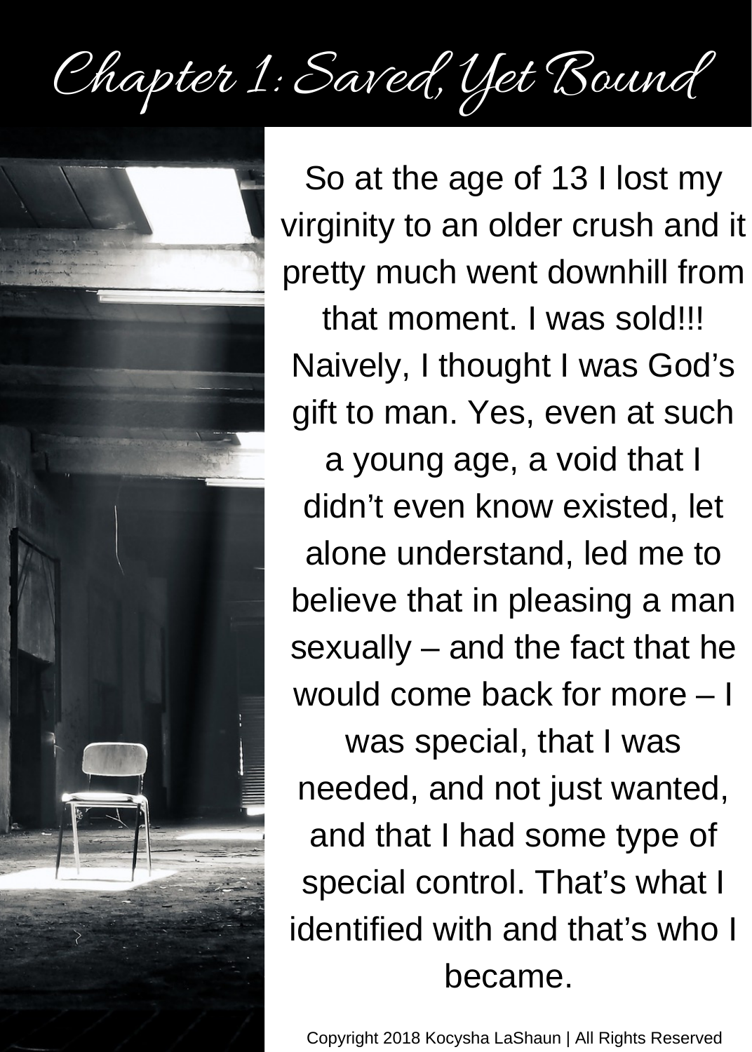# Chapter 1: Saved, Yet Bound

So at the age of 13 I lost my virginity to an older crush and it pretty much went downhill from that moment. I was sold!!! Naively, I thought I was God's gift to man. Yes, even at such a young age, a void that I didn't even know existed, let alone understand, led me to believe that in pleasing a man sexually – and the fact that he would come back for more – I was special, that I was needed, and not just wanted, and that I had some type of special control. That's what I identified with and that's who I became.

Copyright 2018 Kocysha LaShaun | All Rights Reserved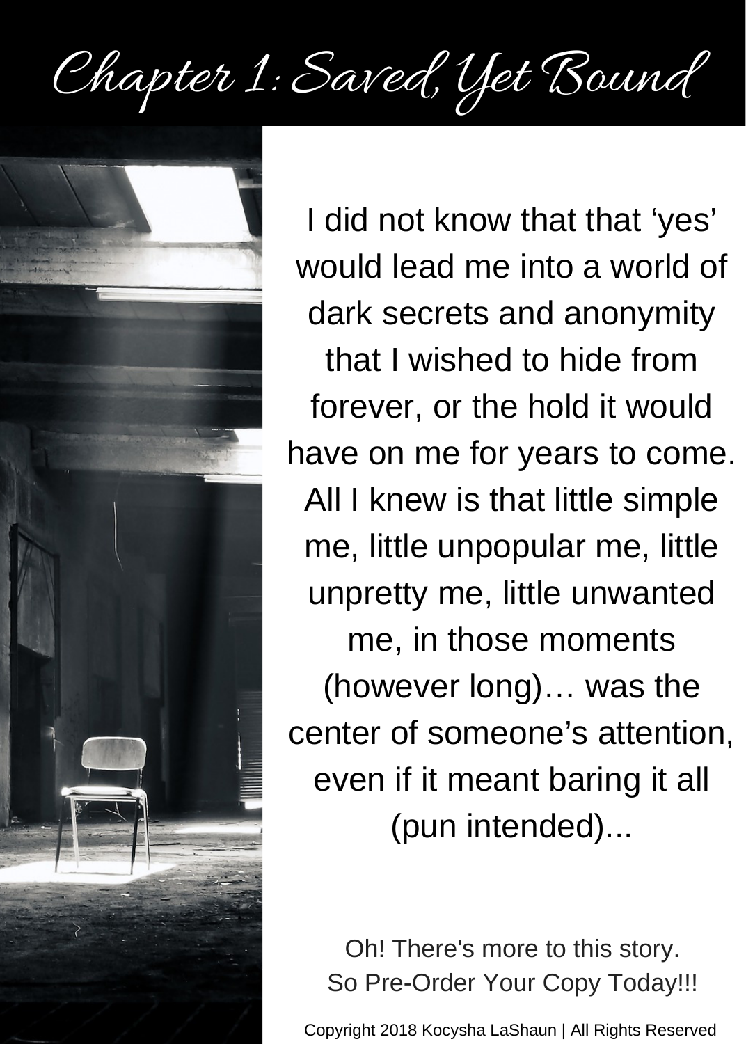# Chapter 1: Saved, Yet Bound

I did not know that that 'yes' would lead me into a world of dark secrets and anonymity that I wished to hide from forever, or the hold it would have on me for years to come. All I knew is that little simple me, little unpopular me, little unpretty me, little unwanted me, in those moments (however long)… was the center of someone's attention, even if it meant baring it all (pun intended)...

Oh! There's more to this story.
So Pre-Order Your Copy Today!!!

Copyright 2018 Kocysha LaShaun | All Rights Reserved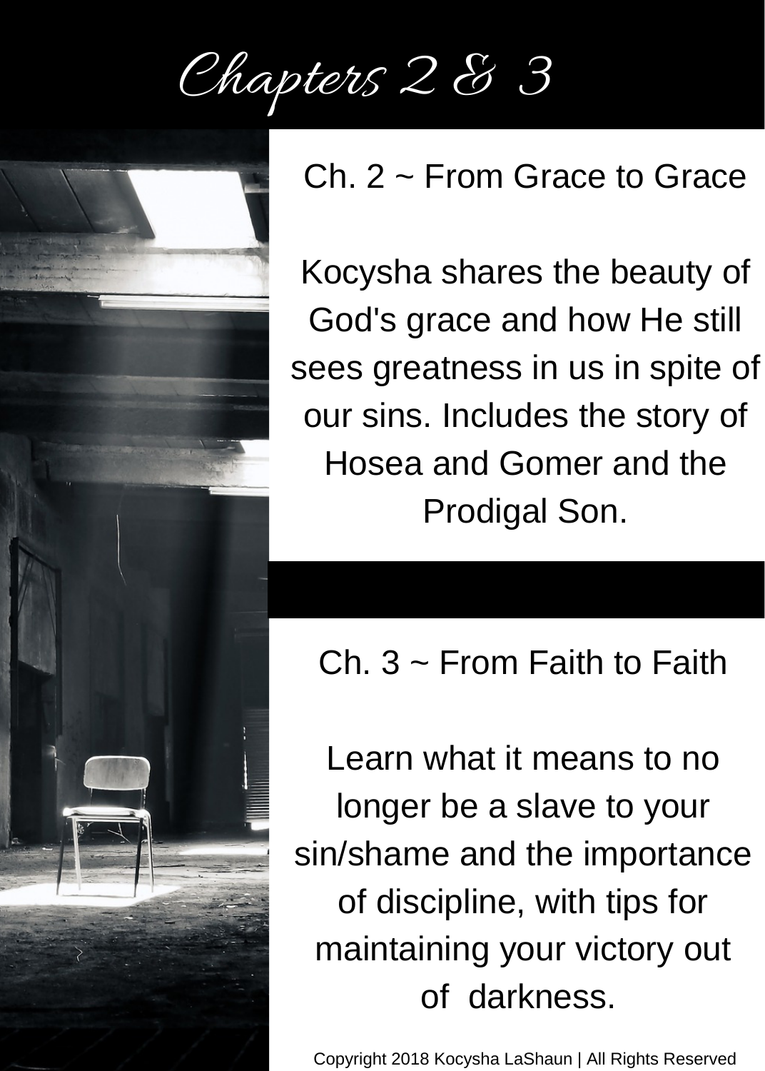# Chapters 2 & 3

## Ch. 2 ~ From Grace to Grace

Kocysha shares the beauty of God's grace and how He still sees greatness in us in spite of our sins. Includes the story of Hosea and Gomer and the Prodigal Son.

## Ch. 3 ~ From Faith to Faith

Learn what it means to no longer be a slave to your sin/shame and the importance of discipline, with tips for maintaining your victory out of darkness.

Copyright 2018 Kocysha LaShaun | All Rights Reserved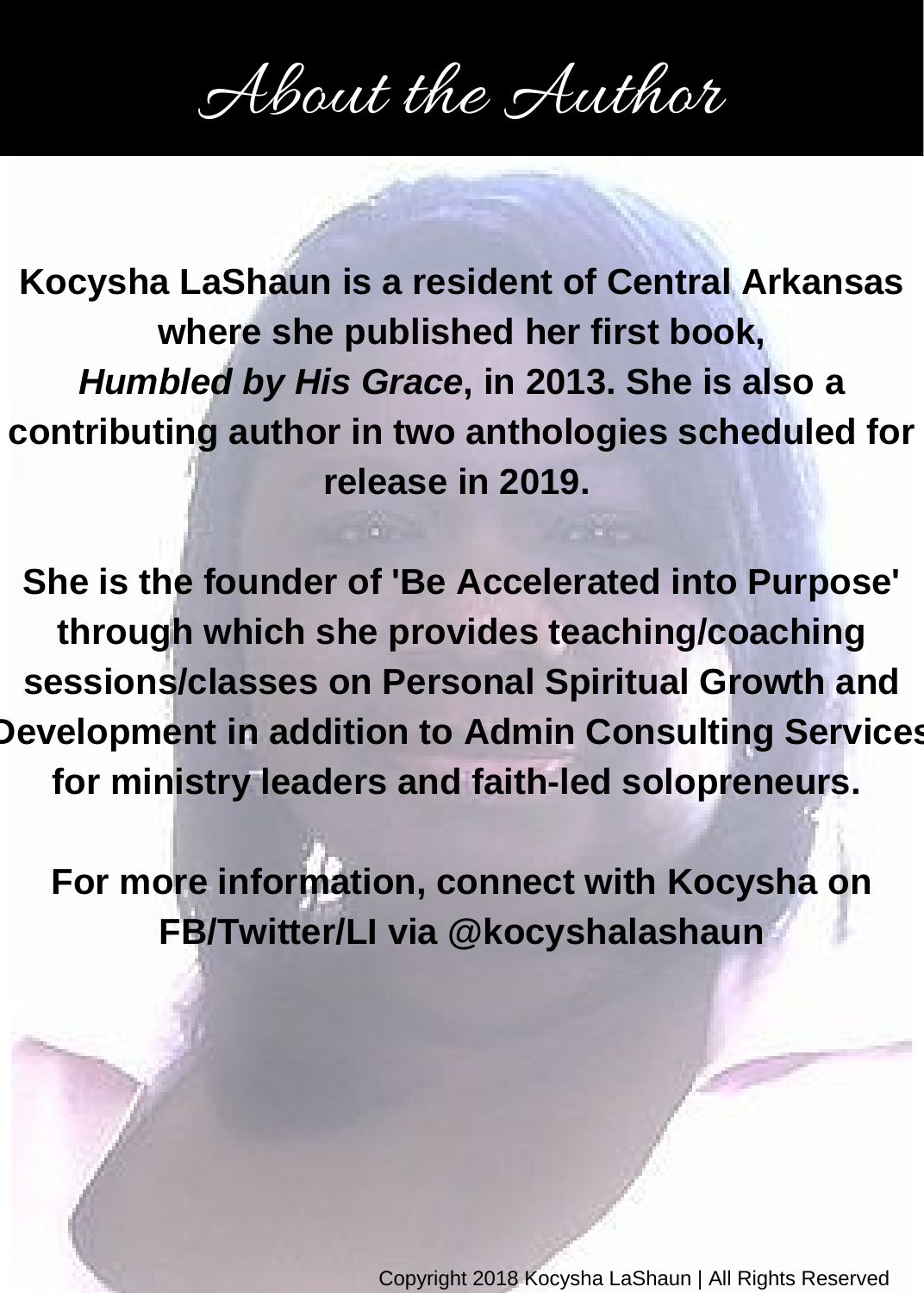# About the Author

**Kocysha LaShaun is a resident of Central Arkansas where she published her first book, *Humbled by His Grace*, in 2013. She is also a contributing author in two anthologies scheduled for release in 2019.**

**She is the founder of 'Be Accelerated into Purpose' through which she provides teaching/coaching sessions/classes on Personal Spiritual Growth and Development in addition to Admin Consulting Services for ministry leaders and faith-led solopreneurs.**

**For more information, connect with Kocysha on FB/Twitter/LI via @kocyshalashaun**

Copyright 2018 Kocysha LaShaun | All Rights Reserved